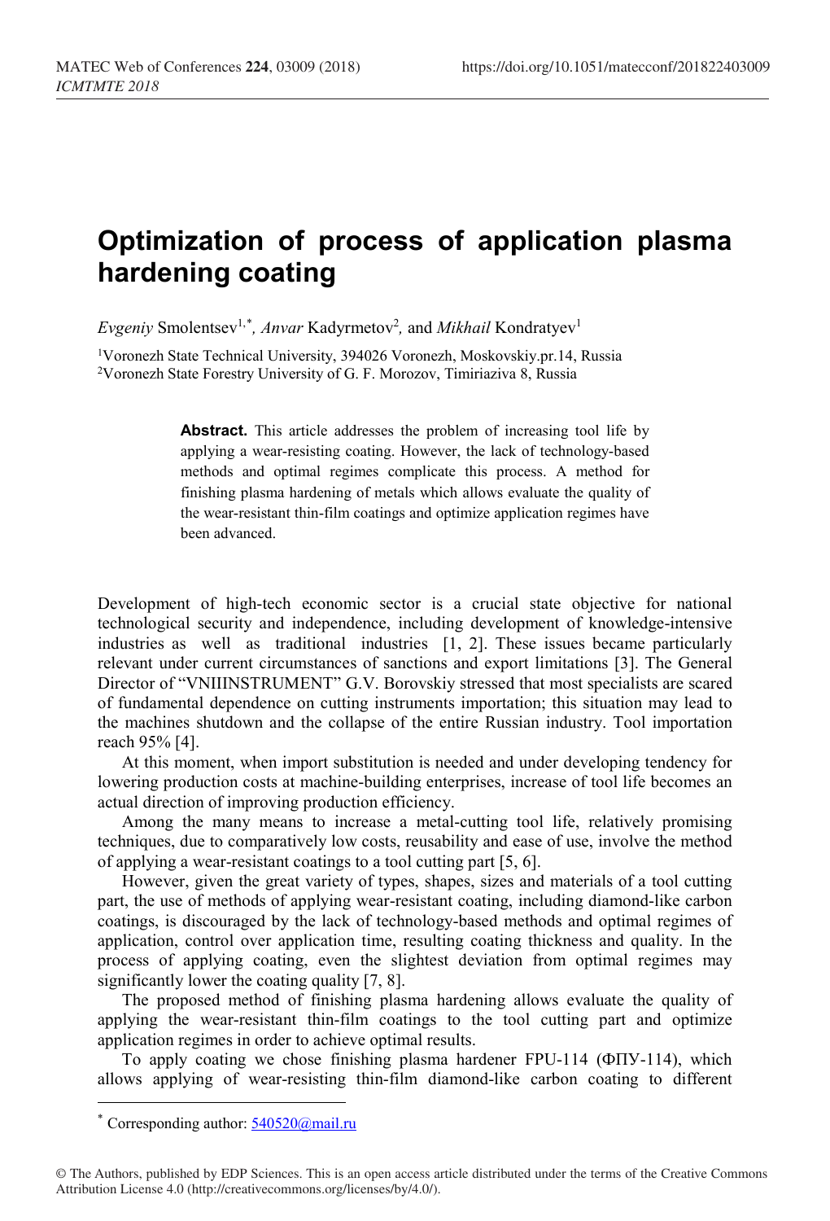# Optimization of process of application plasma hardening coating

*Evgeniy* Smolentsev[1,*], *Anvar* Kadyrmetov[2], and *Mikhail* Kondratyev[1]

[1]Voronezh State Technical University, 394026 Voronezh, Moskovskiy.pr.14, Russia
[2]Voronezh State Forestry University of G. F. Morozov, Timiriaziva 8, Russia

**Abstract.** This article addresses the problem of increasing tool life by applying a wear-resisting coating. However, the lack of technology-based methods and optimal regimes complicate this process. A method for finishing plasma hardening of metals which allows evaluate the quality of the wear-resistant thin-film coatings and optimize application regimes have been advanced.

Development of high-tech economic sector is a crucial state objective for national technological security and independence, including development of knowledge-intensive industries as well as traditional industries [1, 2]. These issues became particularly relevant under current circumstances of sanctions and export limitations [3]. The General Director of "VNIIINSTRUMENT" G.V. Borovskiy stressed that most specialists are scared of fundamental dependence on cutting instruments importation; this situation may lead to the machines shutdown and the collapse of the entire Russian industry. Tool importation reach 95% [4].

At this moment, when import substitution is needed and under developing tendency for lowering production costs at machine-building enterprises, increase of tool life becomes an actual direction of improving production efficiency.

Among the many means to increase a metal-cutting tool life, relatively promising techniques, due to comparatively low costs, reusability and ease of use, involve the method of applying a wear-resistant coatings to a tool cutting part [5, 6].

However, given the great variety of types, shapes, sizes and materials of a tool cutting part, the use of methods of applying wear-resistant coating, including diamond-like carbon coatings, is discouraged by the lack of technology-based methods and optimal regimes of application, control over application time, resulting coating thickness and quality. In the process of applying coating, even the slightest deviation from optimal regimes may significantly lower the coating quality [7, 8].

The proposed method of finishing plasma hardening allows evaluate the quality of applying the wear-resistant thin-film coatings to the tool cutting part and optimize application regimes in order to achieve optimal results.

To apply coating we chose finishing plasma hardener FPU-114 (ФПУ-114), which allows applying of wear-resisting thin-film diamond-like carbon coating to different

[*] Corresponding author: 540520@mail.ru

© The Authors, published by EDP Sciences. This is an open access article distributed under the terms of the Creative Commons Attribution License 4.0 (http://creativecommons.org/licenses/by/4.0/).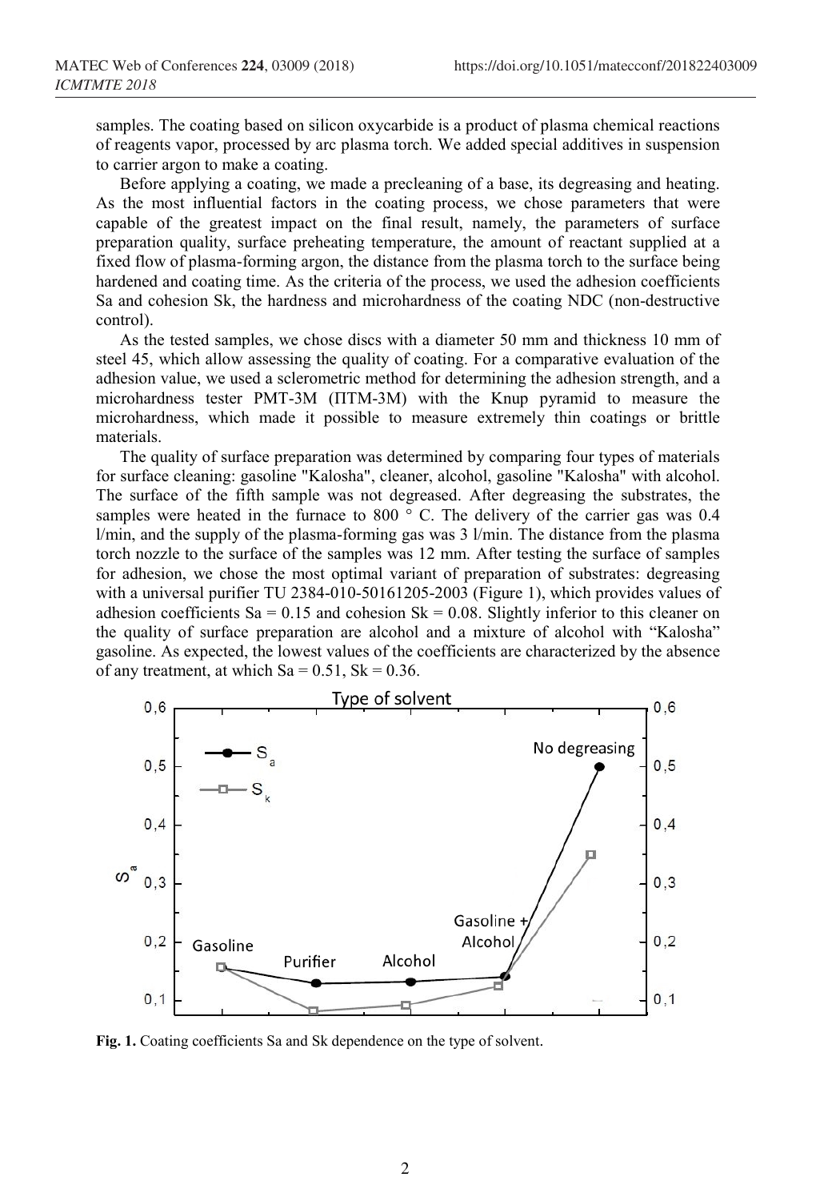samples. The coating based on silicon oxycarbide is a product of plasma chemical reactions of reagents vapor, processed by arc plasma torch. We added special additives in suspension to carrier argon to make a coating.

Before applying a coating, we made a precleaning of a base, its degreasing and heating. As the most influential factors in the coating process, we chose parameters that were capable of the greatest impact on the final result, namely, the parameters of surface preparation quality, surface preheating temperature, the amount of reactant supplied at a fixed flow of plasma-forming argon, the distance from the plasma torch to the surface being hardened and coating time. As the criteria of the process, we used the adhesion coefficients Sa and cohesion Sk, the hardness and microhardness of the coating NDC (non-destructive control).

As the tested samples, we chose discs with a diameter 50 mm and thickness 10 mm of steel 45, which allow assessing the quality of coating. For a comparative evaluation of the adhesion value, we used a sclerometric method for determining the adhesion strength, and a microhardness tester PMT-3M (ПТМ-3М) with the Knup pyramid to measure the microhardness, which made it possible to measure extremely thin coatings or brittle materials.

The quality of surface preparation was determined by comparing four types of materials for surface cleaning: gasoline "Kalosha", cleaner, alcohol, gasoline "Kalosha" with alcohol. The surface of the fifth sample was not degreased. After degreasing the substrates, the samples were heated in the furnace to 800 ° C. The delivery of the carrier gas was 0.4 l/min, and the supply of the plasma-forming gas was 3 l/min. The distance from the plasma torch nozzle to the surface of the samples was 12 mm. After testing the surface of samples for adhesion, we chose the most optimal variant of preparation of substrates: degreasing with a universal purifier TU 2384-010-50161205-2003 (Figure 1), which provides values of adhesion coefficients Sa = 0.15 and cohesion Sk = 0.08. Slightly inferior to this cleaner on the quality of surface preparation are alcohol and a mixture of alcohol with "Kalosha" gasoline. As expected, the lowest values of the coefficients are characterized by the absence of any treatment, at which Sa = 0.51, Sk = 0.36.

**Fig. 1.** Coating coefficients Sa and Sk dependence on the type of solvent.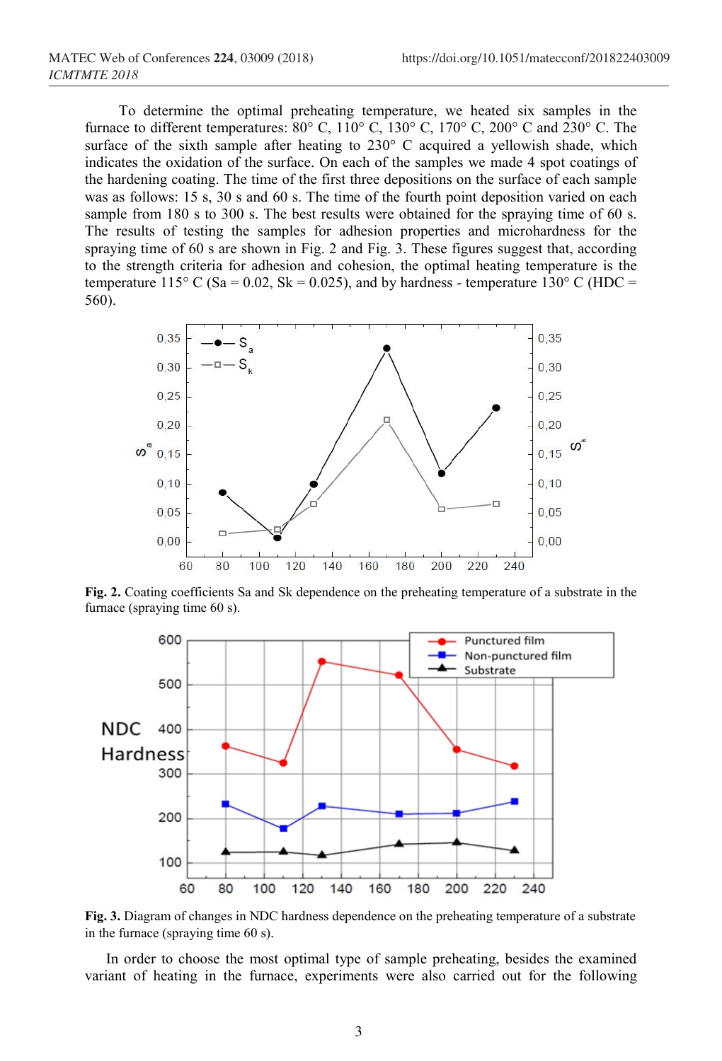To determine the optimal preheating temperature, we heated six samples in the furnace to different temperatures: 80° C, 110° C, 130° C, 170° C, 200° C and 230° C. The surface of the sixth sample after heating to 230° C acquired a yellowish shade, which indicates the oxidation of the surface. On each of the samples we made 4 spot coatings of the hardening coating. The time of the first three depositions on the surface of each sample was as follows: 15 s, 30 s and 60 s. The time of the fourth point deposition varied on each sample from 180 s to 300 s. The best results were obtained for the spraying time of 60 s. The results of testing the samples for adhesion properties and microhardness for the spraying time of 60 s are shown in Fig. 2 and Fig. 3. These figures suggest that, according to the strength criteria for adhesion and cohesion, the optimal heating temperature is the temperature 115° C (Sa = 0.02, Sk = 0.025), and by hardness - temperature 130° C (HDC = 560).

**Fig. 2.** Coating coefficients Sa and Sk dependence on the preheating temperature of a substrate in the furnace (spraying time 60 s).

**Fig. 3.** Diagram of changes in NDC hardness dependence on the preheating temperature of a substrate in the furnace (spraying time 60 s).

In order to choose the most optimal type of sample preheating, besides the examined variant of heating in the furnace, experiments were also carried out for the following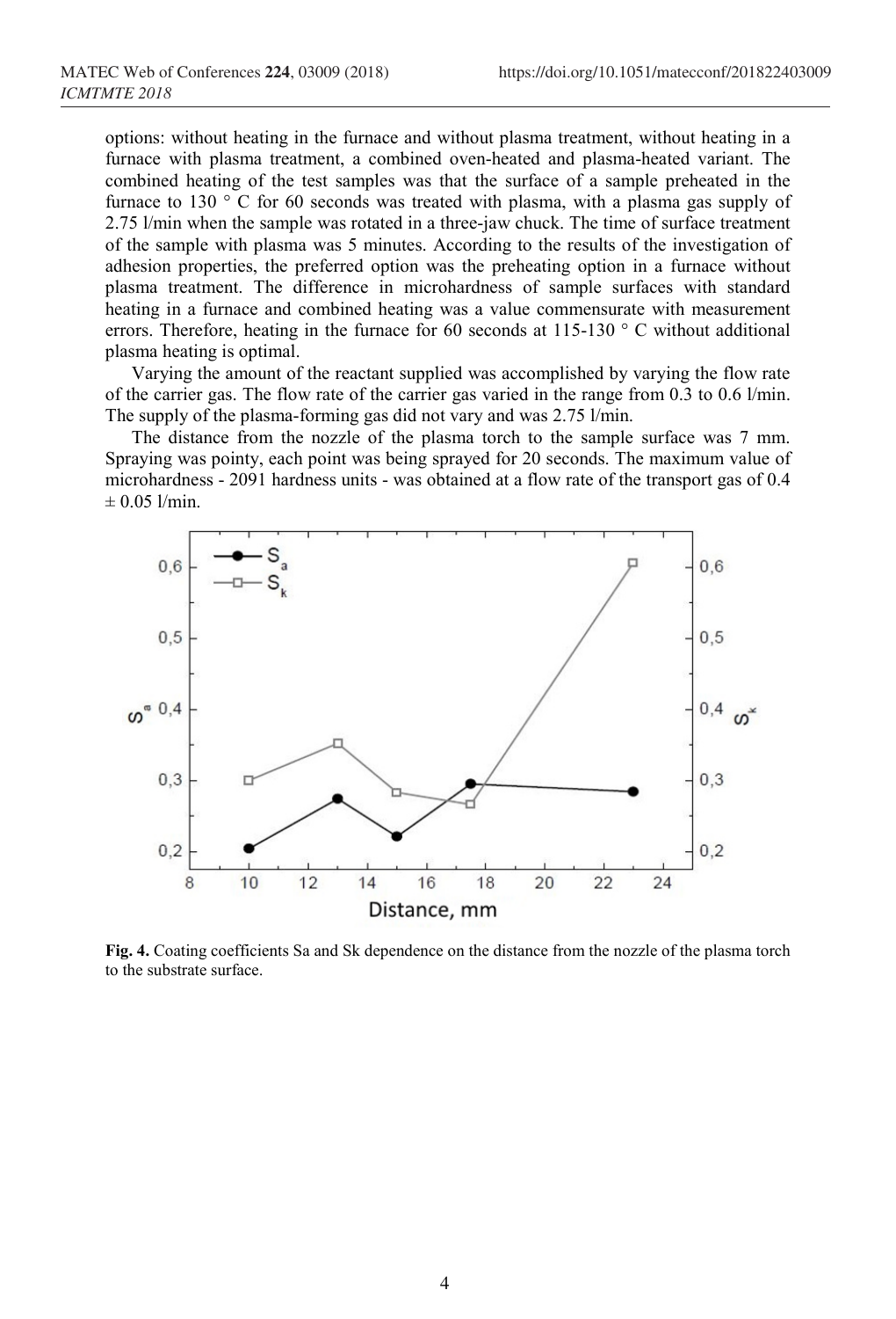options: without heating in the furnace and without plasma treatment, without heating in a furnace with plasma treatment, a combined oven-heated and plasma-heated variant. The combined heating of the test samples was that the surface of a sample preheated in the furnace to 130 ° C for 60 seconds was treated with plasma, with a plasma gas supply of 2.75 l/min when the sample was rotated in a three-jaw chuck. The time of surface treatment of the sample with plasma was 5 minutes. According to the results of the investigation of adhesion properties, the preferred option was the preheating option in a furnace without plasma treatment. The difference in microhardness of sample surfaces with standard heating in a furnace and combined heating was a value commensurate with measurement errors. Therefore, heating in the furnace for 60 seconds at 115-130 ° C without additional plasma heating is optimal.

Varying the amount of the reactant supplied was accomplished by varying the flow rate of the carrier gas. The flow rate of the carrier gas varied in the range from 0.3 to 0.6 l/min. The supply of the plasma-forming gas did not vary and was 2.75 l/min.

The distance from the nozzle of the plasma torch to the sample surface was 7 mm. Spraying was pointy, each point was being sprayed for 20 seconds. The maximum value of microhardness - 2091 hardness units - was obtained at a flow rate of the transport gas of 0.4 ± 0.05 l/min.

**Fig. 4.** Coating coefficients Sa and Sk dependence on the distance from the nozzle of the plasma torch to the substrate surface.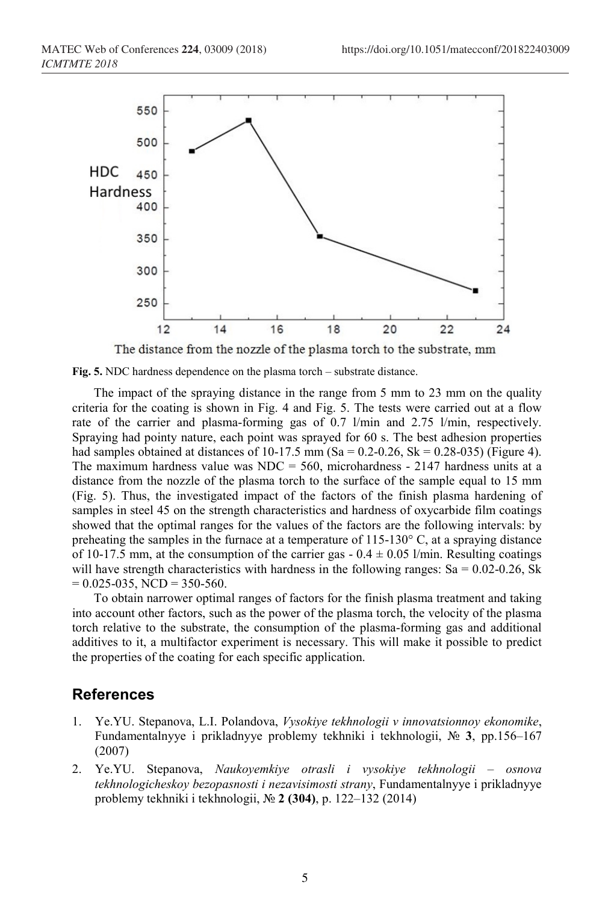**Fig. 5.** NDC hardness dependence on the plasma torch – substrate distance.

The impact of the spraying distance in the range from 5 mm to 23 mm on the quality criteria for the coating is shown in Fig. 4 and Fig. 5. The tests were carried out at a flow rate of the carrier and plasma-forming gas of 0.7 l/min and 2.75 l/min, respectively. Spraying had pointy nature, each point was sprayed for 60 s. The best adhesion properties had samples obtained at distances of 10-17.5 mm (Sa = 0.2-0.26, Sk = 0.28-035) (Figure 4). The maximum hardness value was NDC = 560, microhardness - 2147 hardness units at a distance from the nozzle of the plasma torch to the surface of the sample equal to 15 mm (Fig. 5). Thus, the investigated impact of the factors of the finish plasma hardening of samples in steel 45 on the strength characteristics and hardness of oxycarbide film coatings showed that the optimal ranges for the values of the factors are the following intervals: by preheating the samples in the furnace at a temperature of 115-130° C, at a spraying distance of 10-17.5 mm, at the consumption of the carrier gas - 0.4 ± 0.05 l/min. Resulting coatings will have strength characteristics with hardness in the following ranges: Sa = 0.02-0.26, Sk = 0.025-035, NCD = 350-560.

To obtain narrower optimal ranges of factors for the finish plasma treatment and taking into account other factors, such as the power of the plasma torch, the velocity of the plasma torch relative to the substrate, the consumption of the plasma-forming gas and additional additives to it, a multifactor experiment is necessary. This will make it possible to predict the properties of the coating for each specific application.

## References

1. Ye.YU. Stepanova, L.I. Polandova, *Vysokiye tekhnologii v innovatsionnoy ekonomike*, Fundamentalnyye i prikladnyye problemy tekhniki i tekhnologii, № **3**, pp.156–167 (2007)
2. Ye.YU. Stepanova, *Naukoyemkiye otrasli i vysokiye tekhnologii – osnova tekhnologicheskoy bezopasnosti i nezavisimosti strany*, Fundamentalnyye i prikladnyye problemy tekhniki i tekhnologii, № **2 (304)**, p. 122–132 (2014)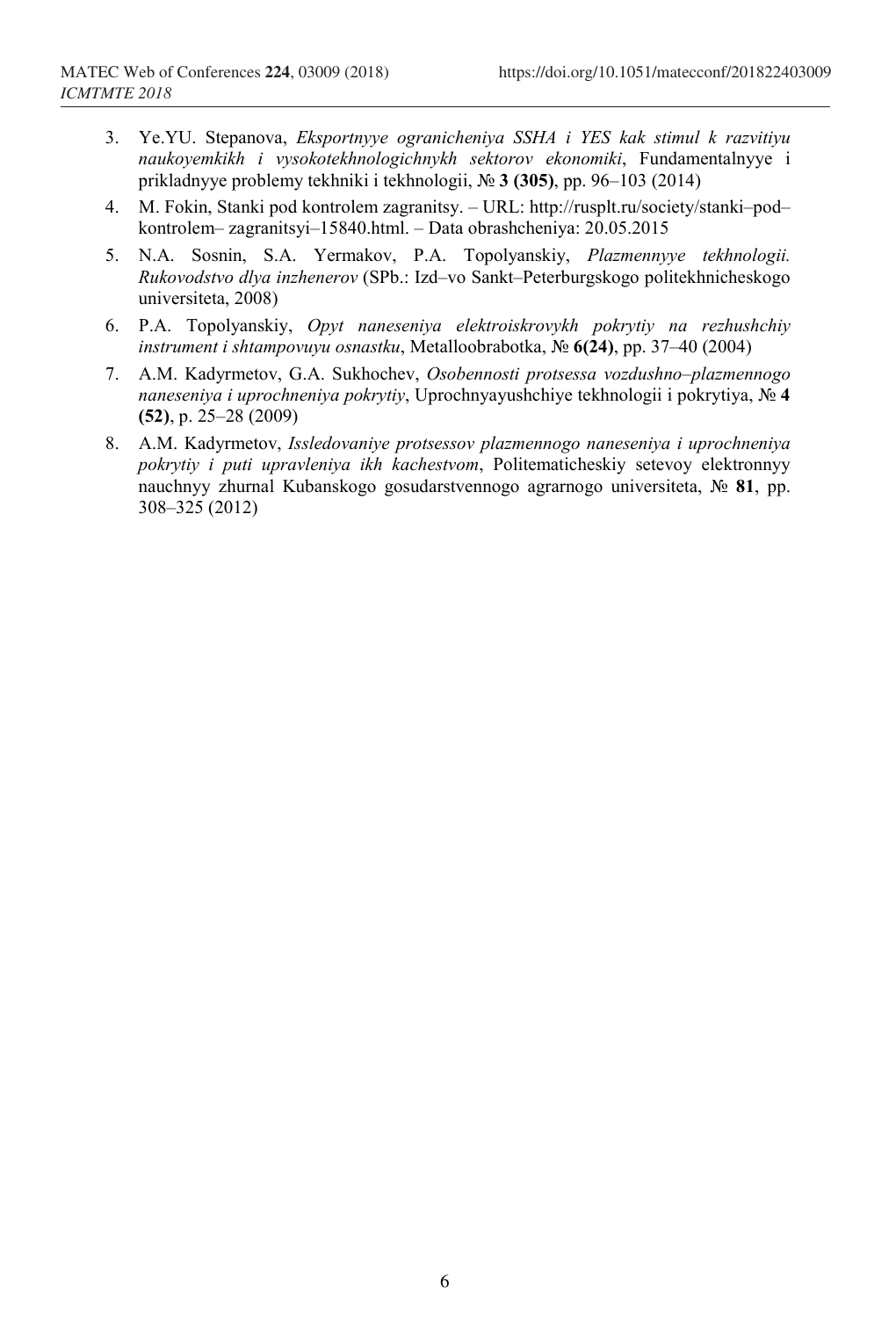3. Ye.YU. Stepanova, *Eksportnyye ogranicheniya SSHA i YES kak stimul k razvitiyu naukoyemkikh i vysokotekhnologichnykh sektorov ekonomiki*, Fundamentalnyye i prikladnyye problemy tekhniki i tekhnologii, № **3 (305)**, pp. 96–103 (2014)
4. M. Fokin, Stanki pod kontrolem zagranitsy. – URL: http://rusplt.ru/society/stanki–pod–kontrolem– zagranitsyi–15840.html. – Data obrashcheniya: 20.05.2015
5. N.A. Sosnin, S.A. Yermakov, P.A. Topolyanskiy, *Plazmennyye tekhnologii. Rukovodstvo dlya inzhenerov* (SPb.: Izd–vo Sankt–Peterburgskogo politekhnicheskogo universiteta, 2008)
6. P.A. Topolyanskiy, *Opyt naneseniya elektroiskrovykh pokrytiy na rezhushchiy instrument i shtampovuyu osnastku*, Metalloobrabotka, № **6(24)**, pp. 37–40 (2004)
7. A.M. Kadyrmetov, G.A. Sukhochev, *Osobennosti protsessa vozdushno–plazmennogo naneseniya i uprochneniya pokrytiy*, Uprochnyayushchiye tekhnologii i pokrytiya, № **4 (52)**, p. 25–28 (2009)
8. A.M. Kadyrmetov, *Issledovaniye protsessov plazmennogo naneseniya i uprochneniya pokrytiy i puti upravleniya ikh kachestvom*, Politematicheskiy setevoy elektronnyy nauchnyy zhurnal Kubanskogo gosudarstvennogo agrarnogo universiteta, № **81**, pp. 308–325 (2012)